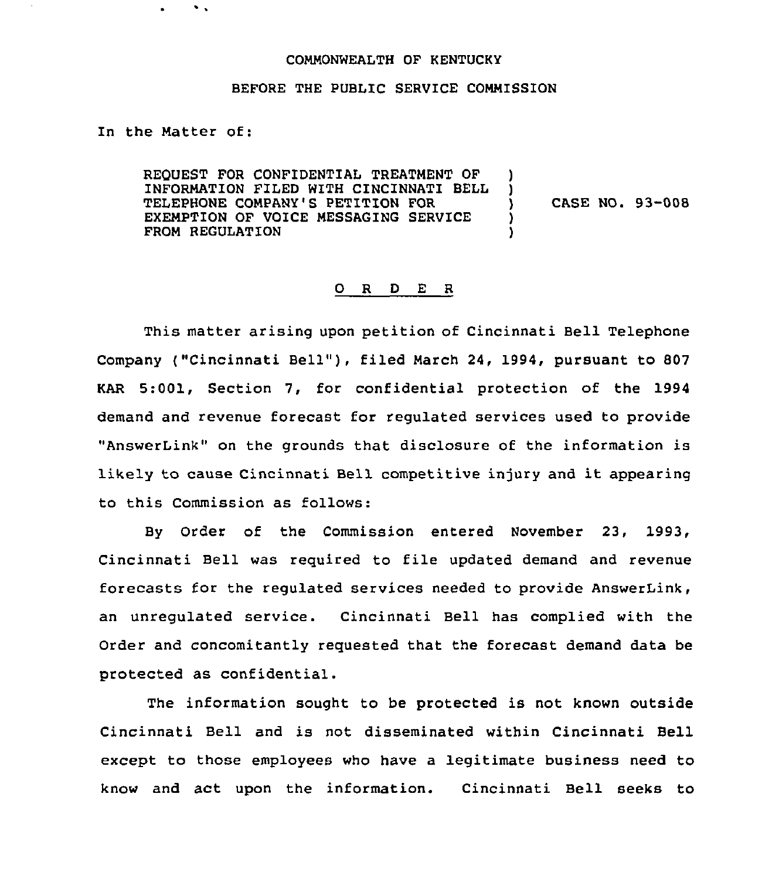COMMONWEALTH OF KENTUCKY

BEFORE THE PUBLIC SERVICE COMMISSION

In the Matter of:

| | | |
|---|---|---|
| REQUEST FOR CONFIDENTIAL TREATMENT OF INFORMATION FILED WITH CINCINNATI BELL TELEPHONE COMPANY'S PETITION FOR EXEMPTION OF VOICE MESSAGING SERVICE FROM REGULATION | ) ) ) ) ) | CASE NO. 93-008 |

## O R D E R

This matter arising upon petition of Cincinnati Bell Telephone Company ("Cincinnati Bell"), filed March 24, 1994, pursuant to 807 KAR 5:001, Section 7, for confidential protection of the 1994 demand and revenue forecast for regulated services used to provide "AnswerLink" on the grounds that disclosure of the information is likely to cause Cincinnati Bell competitive injury and it appearing to this Commission as follows:

By Order of the Commission entered November 23, 1993, Cincinnati Bell was required to file updated demand and revenue forecasts for the regulated services needed to provide AnswerLink, an unregulated service. Cincinnati Bell has complied with the Order and concomitantly requested that the forecast demand data be protected as confidential.

The information sought to be protected is not known outside Cincinnati Bell and is not disseminated within Cincinnati Bell except to those employees who have a legitimate business need to know and act upon the information. Cincinnati Bell seeks to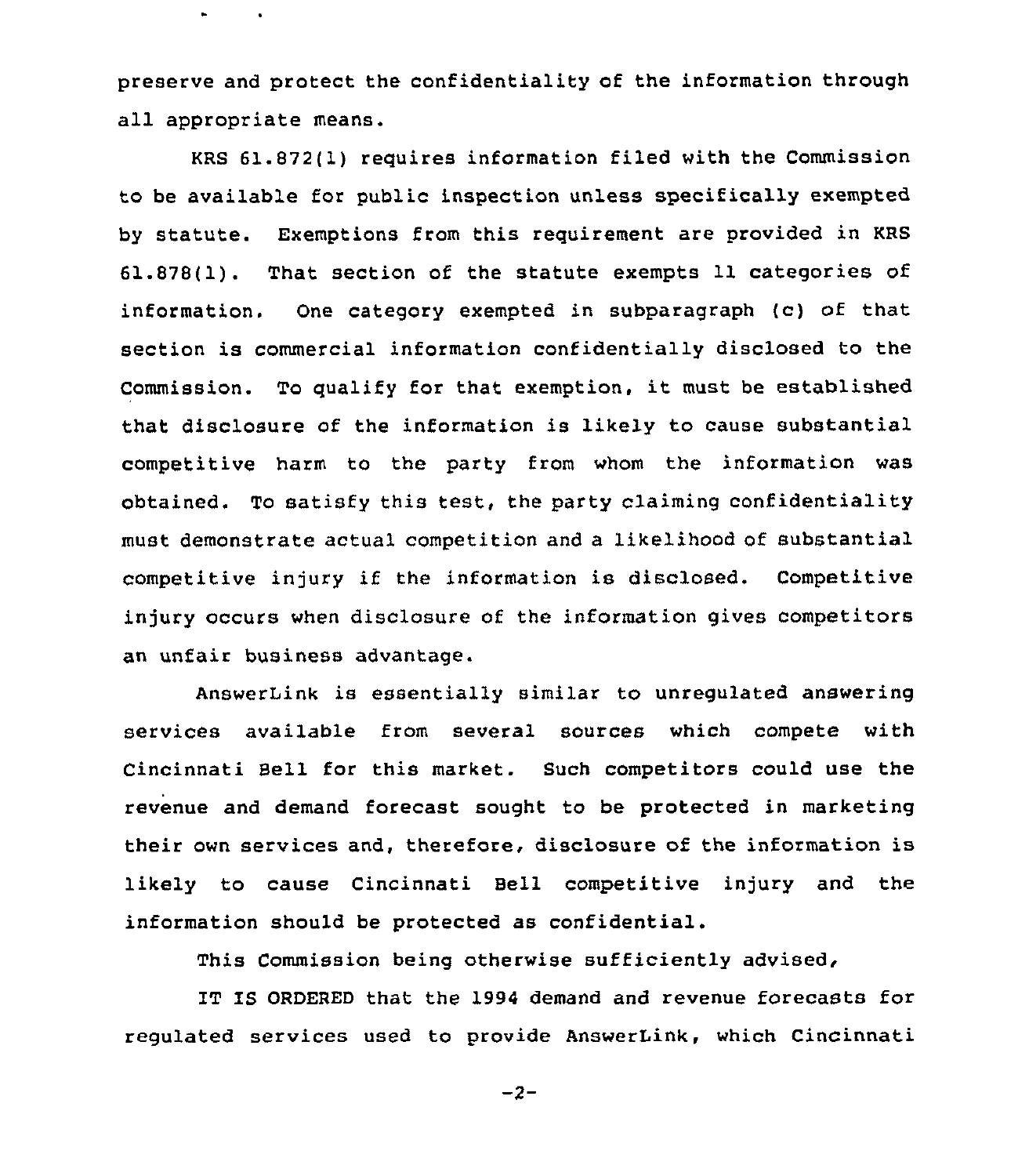preserve and protect the confidentiality of the information through all appropriate means.

KRS 61.872(1) requires information filed with the Commission to be available for public inspection unless specifically exempted by statute. Exemptions from this requirement are provided in KRS 61.878(1). That section of the statute exempts 11 categories of information. One category exempted in subparagraph (c) of that section is commercial information confidentially disclosed to the Commission. To qualify for that exemption, it must be established that disclosure of the information is likely to cause substantial competitive harm to the party from whom the information was obtained. To satisfy this test, the party claiming confidentiality must demonstrate actual competition and a likelihood of substantial competitive injury if the information is disclosed. Competitive injury occurs when disclosure of the information gives competitors an unfair business advantage.

AnswerLink is essentially similar to unregulated answering services available from several sources which compete with Cincinnati Bell for this market. Such competitors could use the revenue and demand forecast sought to be protected in marketing their own services and, therefore, disclosure of the information is likely to cause Cincinnati Bell competitive injury and the information should be protected as confidential.

This Commission being otherwise sufficiently advised,

IT IS ORDERED that the 1994 demand and revenue forecasts for regulated services used to provide AnswerLink, which Cincinnati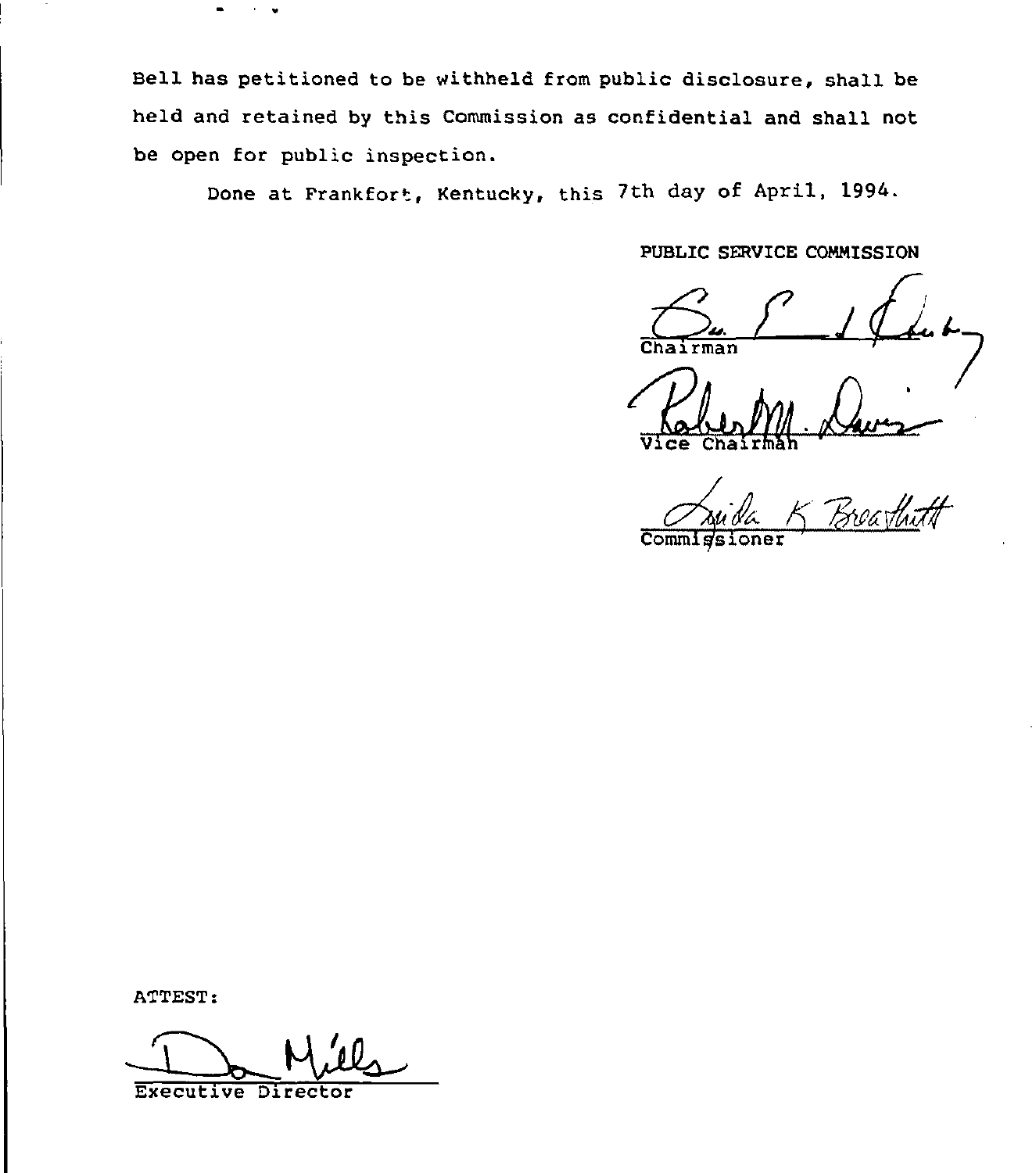Bell has petitioned to be withheld from public disclosure, shall be held and retained by this Commission as confidential and shall not be open for public inspection.

Done at Frankfort, Kentucky, this 7th day of April, 1994.

PUBLIC SERVICE COMMISSION

Chairman

Vice Chairman

Commissioner

ATTEST:

Executive Director